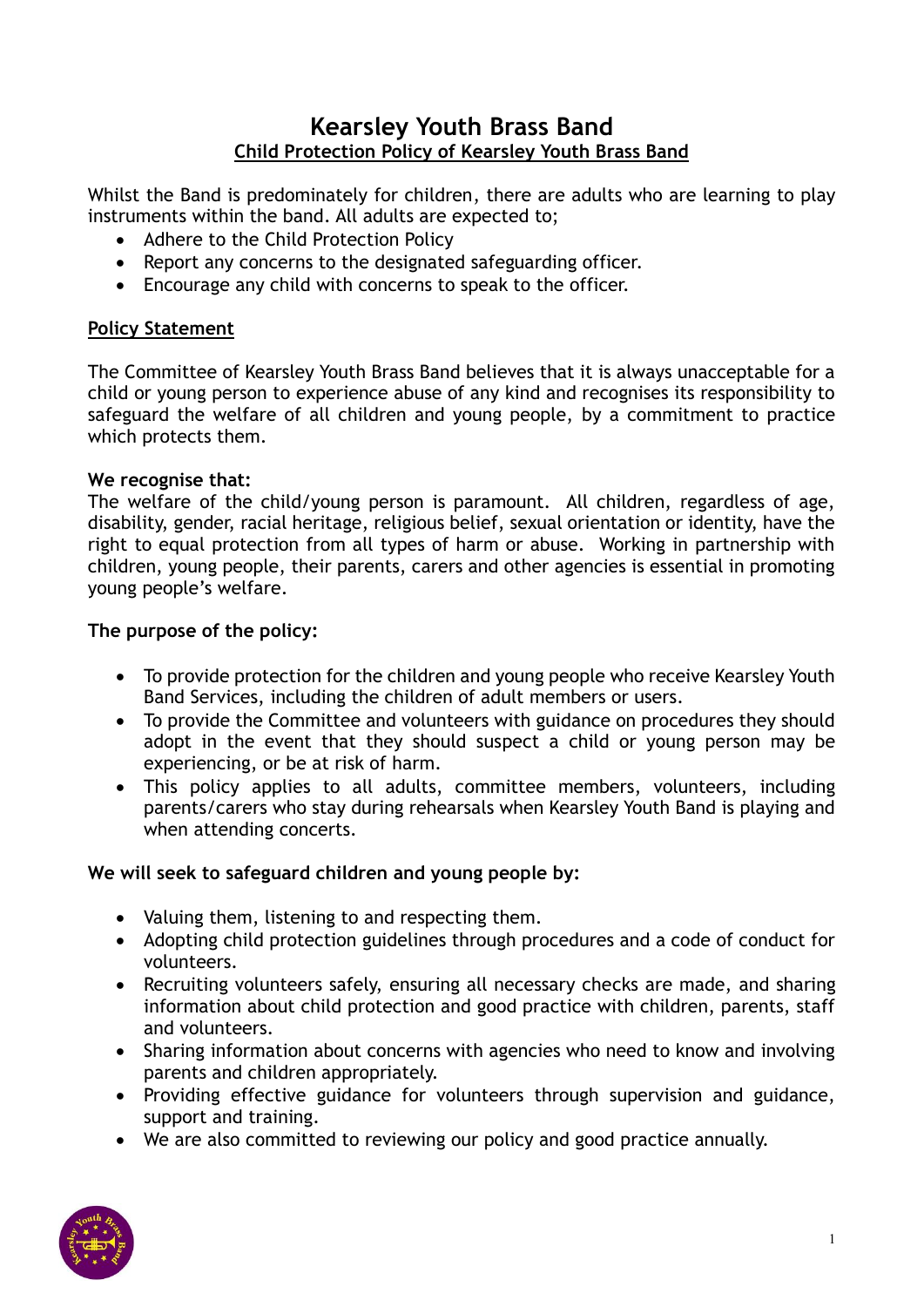# Kearsley Youth Brass Band

## Child Protection Policy of Kearsley Youth Brass Band

Whilst the Band is predominately for children, there are adults who are learning to play instruments within the band. All adults are expected to;

- Adhere to the Child Protection Policy
- Report any concerns to the designated safeguarding officer.
- Encourage any child with concerns to speak to the officer.

### Policy Statement

The Committee of Kearsley Youth Brass Band believes that it is always unacceptable for a child or young person to experience abuse of any kind and recognises its responsibility to safeguard the welfare of all children and young people, by a commitment to practice which protects them.

**We recognise that:**
The welfare of the child/young person is paramount. All children, regardless of age, disability, gender, racial heritage, religious belief, sexual orientation or identity, have the right to equal protection from all types of harm or abuse. Working in partnership with children, young people, their parents, carers and other agencies is essential in promoting young people's welfare.

**The purpose of the policy:**

- To provide protection for the children and young people who receive Kearsley Youth Band Services, including the children of adult members or users.
- To provide the Committee and volunteers with guidance on procedures they should adopt in the event that they should suspect a child or young person may be experiencing, or be at risk of harm.
- This policy applies to all adults, committee members, volunteers, including parents/carers who stay during rehearsals when Kearsley Youth Band is playing and when attending concerts.

**We will seek to safeguard children and young people by:**

- Valuing them, listening to and respecting them.
- Adopting child protection guidelines through procedures and a code of conduct for volunteers.
- Recruiting volunteers safely, ensuring all necessary checks are made, and sharing information about child protection and good practice with children, parents, staff and volunteers.
- Sharing information about concerns with agencies who need to know and involving parents and children appropriately.
- Providing effective guidance for volunteers through supervision and guidance, support and training.
- We are also committed to reviewing our policy and good practice annually.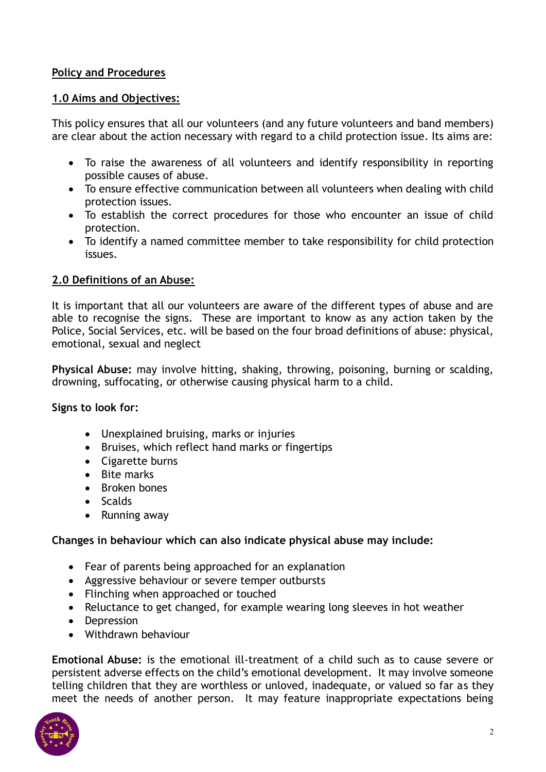## Policy and Procedures

### 1.0 Aims and Objectives:

This policy ensures that all our volunteers (and any future volunteers and band members) are clear about the action necessary with regard to a child protection issue. Its aims are:

- To raise the awareness of all volunteers and identify responsibility in reporting possible causes of abuse.
- To ensure effective communication between all volunteers when dealing with child protection issues.
- To establish the correct procedures for those who encounter an issue of child protection.
- To identify a named committee member to take responsibility for child protection issues.

### 2.0 Definitions of an Abuse:

It is important that all our volunteers are aware of the different types of abuse and are able to recognise the signs. These are important to know as any action taken by the Police, Social Services, etc. will be based on the four broad definitions of abuse: physical, emotional, sexual and neglect

**Physical Abuse:** may involve hitting, shaking, throwing, poisoning, burning or scalding, drowning, suffocating, or otherwise causing physical harm to a child.

**Signs to look for:**

- Unexplained bruising, marks or injuries
- Bruises, which reflect hand marks or fingertips
- Cigarette burns
- Bite marks
- Broken bones
- Scalds
- Running away

**Changes in behaviour which can also indicate physical abuse may include:**

- Fear of parents being approached for an explanation
- Aggressive behaviour or severe temper outbursts
- Flinching when approached or touched
- Reluctance to get changed, for example wearing long sleeves in hot weather
- Depression
- Withdrawn behaviour

**Emotional Abuse:** is the emotional ill-treatment of a child such as to cause severe or persistent adverse effects on the child's emotional development. It may involve someone telling children that they are worthless or unloved, inadequate, or valued so far as they meet the needs of another person. It may feature inappropriate expectations being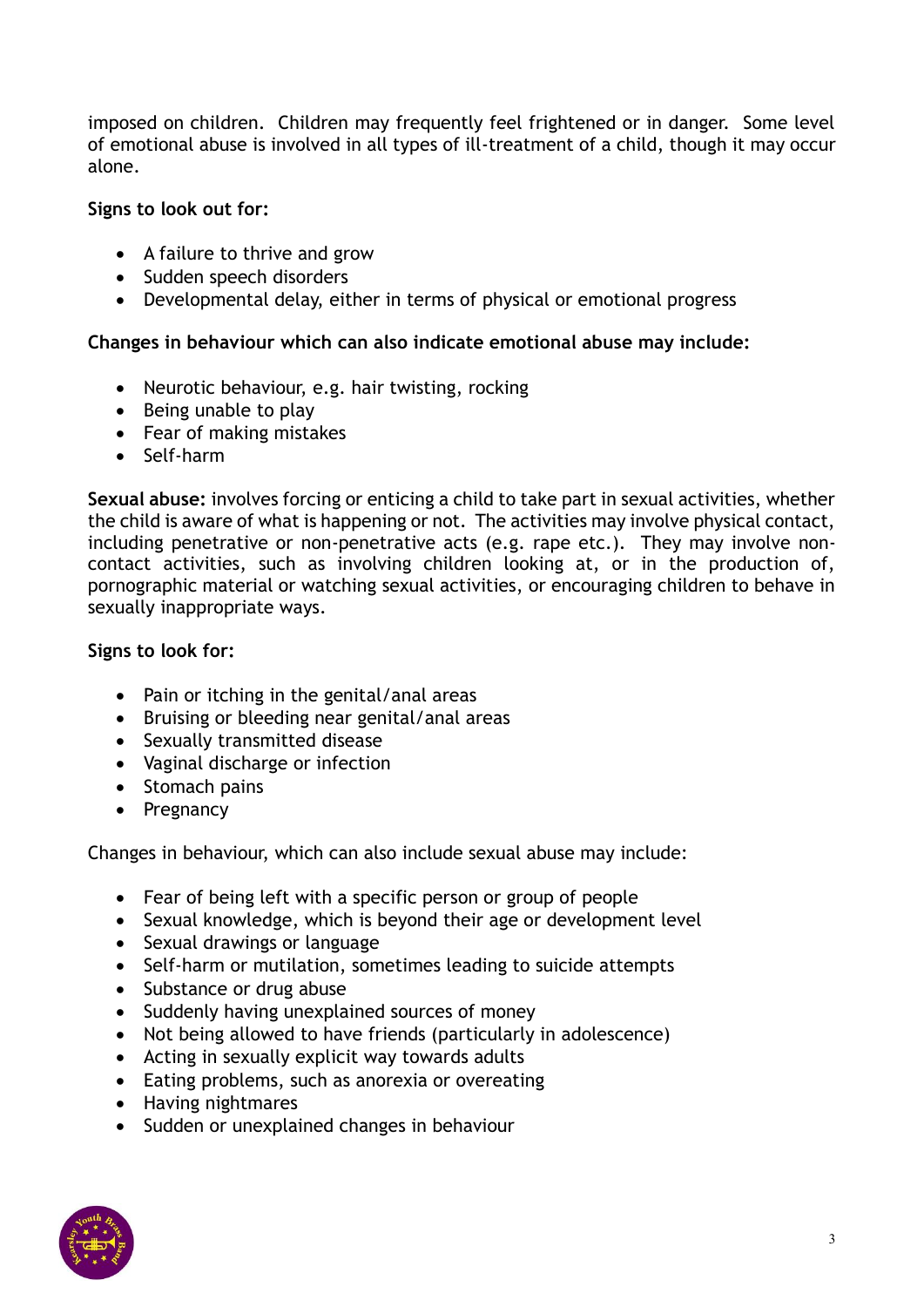imposed on children. Children may frequently feel frightened or in danger. Some level of emotional abuse is involved in all types of ill-treatment of a child, though it may occur alone.

**Signs to look out for:**

- A failure to thrive and grow
- Sudden speech disorders
- Developmental delay, either in terms of physical or emotional progress

**Changes in behaviour which can also indicate emotional abuse may include:**

- Neurotic behaviour, e.g. hair twisting, rocking
- Being unable to play
- Fear of making mistakes
- Self-harm

**Sexual abuse:** involves forcing or enticing a child to take part in sexual activities, whether the child is aware of what is happening or not. The activities may involve physical contact, including penetrative or non-penetrative acts (e.g. rape etc.). They may involve non-contact activities, such as involving children looking at, or in the production of, pornographic material or watching sexual activities, or encouraging children to behave in sexually inappropriate ways.

**Signs to look for:**

- Pain or itching in the genital/anal areas
- Bruising or bleeding near genital/anal areas
- Sexually transmitted disease
- Vaginal discharge or infection
- Stomach pains
- Pregnancy

Changes in behaviour, which can also include sexual abuse may include:

- Fear of being left with a specific person or group of people
- Sexual knowledge, which is beyond their age or development level
- Sexual drawings or language
- Self-harm or mutilation, sometimes leading to suicide attempts
- Substance or drug abuse
- Suddenly having unexplained sources of money
- Not being allowed to have friends (particularly in adolescence)
- Acting in sexually explicit way towards adults
- Eating problems, such as anorexia or overeating
- Having nightmares
- Sudden or unexplained changes in behaviour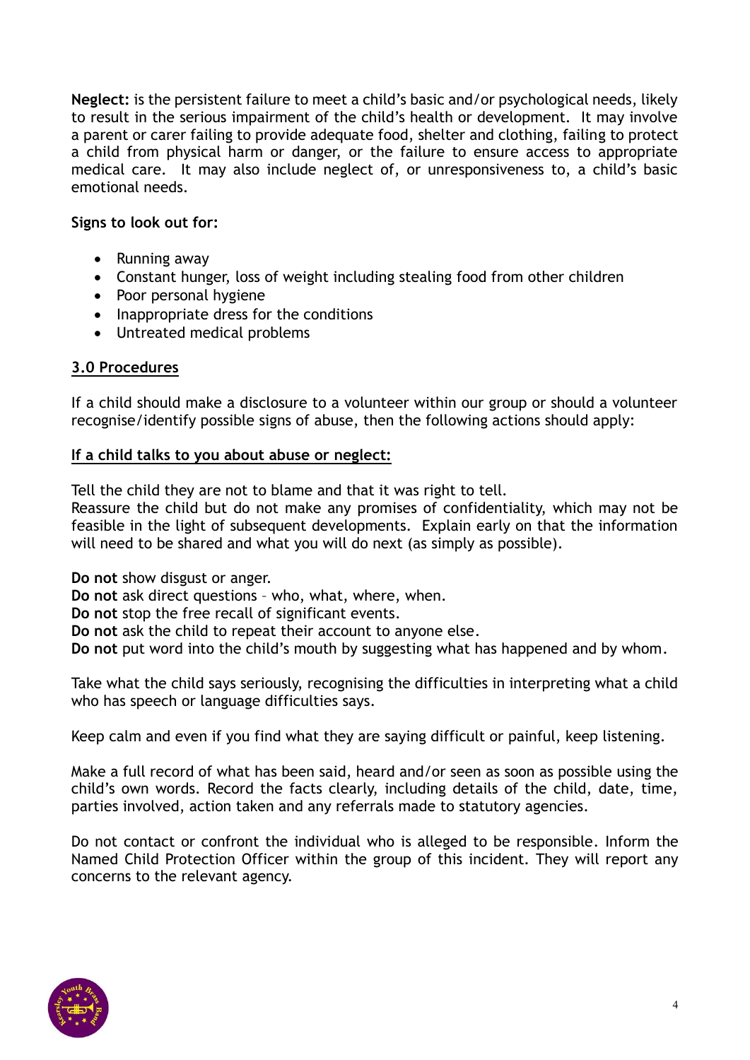**Neglect:** is the persistent failure to meet a child's basic and/or psychological needs, likely to result in the serious impairment of the child's health or development. It may involve a parent or carer failing to provide adequate food, shelter and clothing, failing to protect a child from physical harm or danger, or the failure to ensure access to appropriate medical care. It may also include neglect of, or unresponsiveness to, a child's basic emotional needs.

**Signs to look out for:**

- Running away
- Constant hunger, loss of weight including stealing food from other children
- Poor personal hygiene
- Inappropriate dress for the conditions
- Untreated medical problems

## 3.0 Procedures

If a child should make a disclosure to a volunteer within our group or should a volunteer recognise/identify possible signs of abuse, then the following actions should apply:

### If a child talks to you about abuse or neglect:

Tell the child they are not to blame and that it was right to tell.
Reassure the child but do not make any promises of confidentiality, which may not be feasible in the light of subsequent developments. Explain early on that the information will need to be shared and what you will do next (as simply as possible).

**Do not** show disgust or anger.
**Do not** ask direct questions – who, what, where, when.
**Do not** stop the free recall of significant events.
**Do not** ask the child to repeat their account to anyone else.
**Do not** put word into the child's mouth by suggesting what has happened and by whom.

Take what the child says seriously, recognising the difficulties in interpreting what a child who has speech or language difficulties says.

Keep calm and even if you find what they are saying difficult or painful, keep listening.

Make a full record of what has been said, heard and/or seen as soon as possible using the child's own words. Record the facts clearly, including details of the child, date, time, parties involved, action taken and any referrals made to statutory agencies.

Do not contact or confront the individual who is alleged to be responsible. Inform the Named Child Protection Officer within the group of this incident. They will report any concerns to the relevant agency.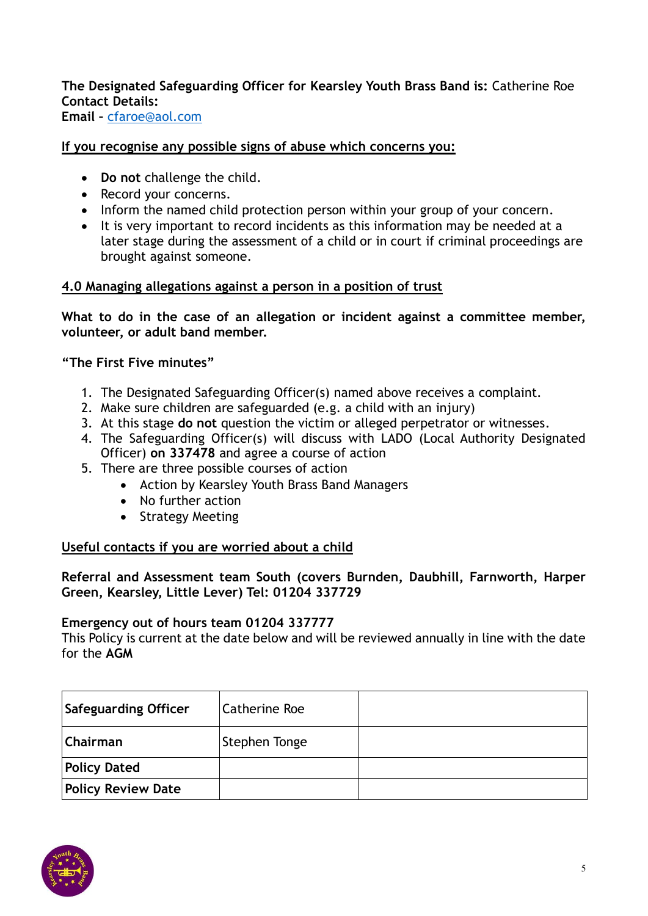**The Designated Safeguarding Officer for Kearsley Youth Brass Band is:** Catherine Roe
**Contact Details:**
**Email** – cfaroe@aol.com

**If you recognise any possible signs of abuse which concerns you:**

- **Do not** challenge the child.
- Record your concerns.
- Inform the named child protection person within your group of your concern.
- It is very important to record incidents as this information may be needed at a later stage during the assessment of a child or in court if criminal proceedings are brought against someone.

## 4.0 Managing allegations against a person in a position of trust

**What to do in the case of an allegation or incident against a committee member, volunteer, or adult band member.**

**"The First Five minutes"**

1. The Designated Safeguarding Officer(s) named above receives a complaint.
2. Make sure children are safeguarded (e.g. a child with an injury)
3. At this stage **do not** question the victim or alleged perpetrator or witnesses.
4. The Safeguarding Officer(s) will discuss with LADO (Local Authority Designated Officer) **on 337478** and agree a course of action
5. There are three possible courses of action
   - Action by Kearsley Youth Brass Band Managers
   - No further action
   - Strategy Meeting

**Useful contacts if you are worried about a child**

**Referral and Assessment team South (covers Burnden, Daubhill, Farnworth, Harper Green, Kearsley, Little Lever) Tel: 01204 337729**

**Emergency out of hours team 01204 337777**
This Policy is current at the date below and will be reviewed annually in line with the date for the **AGM**

| | | |
|---|---|---|
| **Safeguarding Officer** | Catherine Roe | |
| **Chairman** | Stephen Tonge | |
| **Policy Dated** | | |
| **Policy Review Date** | | |